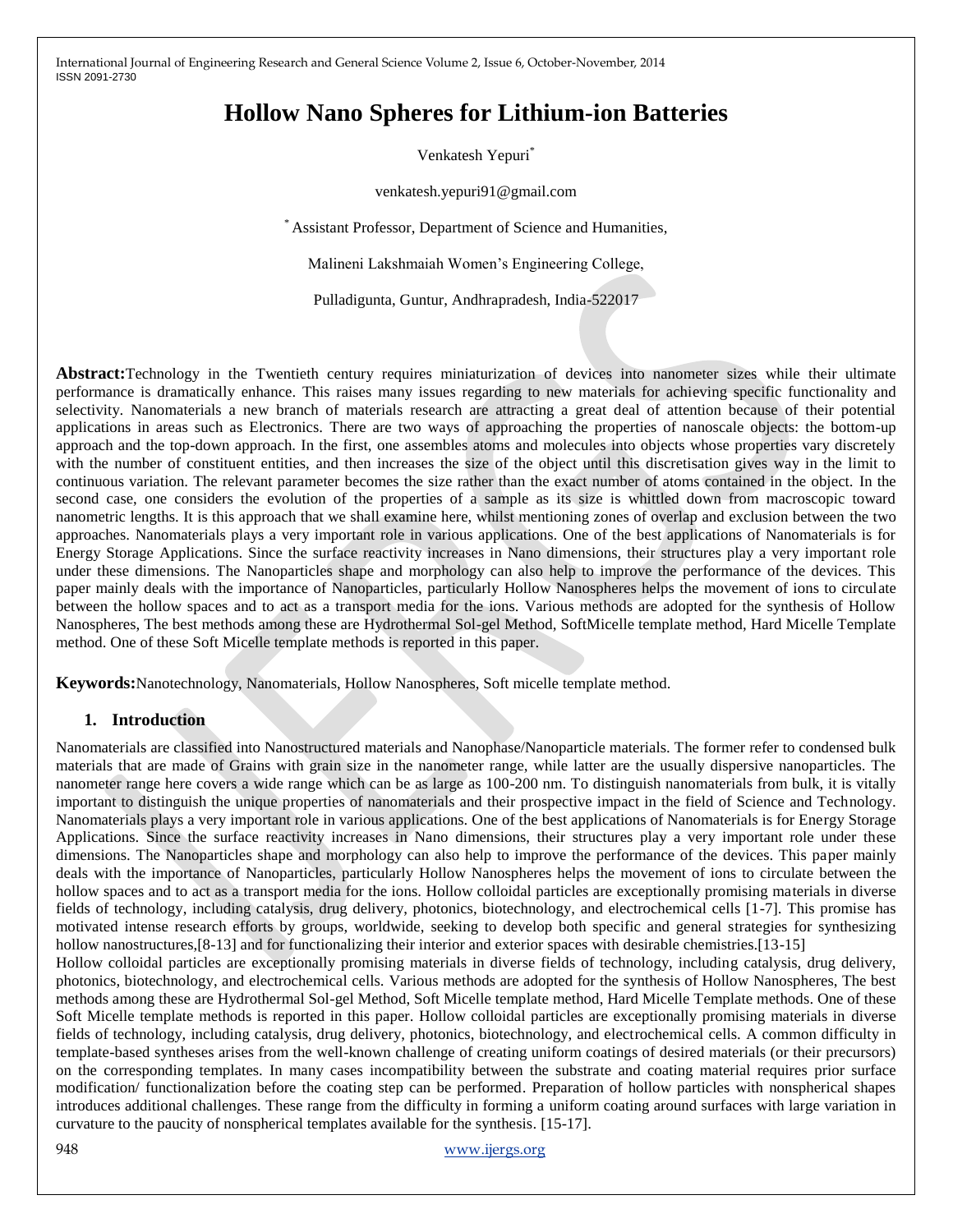# Hollow Nano Spheres for Lithium-ion Batteries

Venkatesh Yepuri[*]

venkatesh.yepuri91@gmail.com

[*] Assistant Professor, Department of Science and Humanities,

Malineni Lakshmaiah Women's Engineering College,

Pulladigunta, Guntur, Andhrapradesh, India-522017

**Abstract:**Technology in the Twentieth century requires miniaturization of devices into nanometer sizes while their ultimate performance is dramatically enhance. This raises many issues regarding to new materials for achieving specific functionality and selectivity. Nanomaterials a new branch of materials research are attracting a great deal of attention because of their potential applications in areas such as Electronics. There are two ways of approaching the properties of nanoscale objects: the bottom-up approach and the top-down approach. In the first, one assembles atoms and molecules into objects whose properties vary discretely with the number of constituent entities, and then increases the size of the object until this discretisation gives way in the limit to continuous variation. The relevant parameter becomes the size rather than the exact number of atoms contained in the object. In the second case, one considers the evolution of the properties of a sample as its size is whittled down from macroscopic toward nanometric lengths. It is this approach that we shall examine here, whilst mentioning zones of overlap and exclusion between the two approaches. Nanomaterials plays a very important role in various applications. One of the best applications of Nanomaterials is for Energy Storage Applications. Since the surface reactivity increases in Nano dimensions, their structures play a very important role under these dimensions. The Nanoparticles shape and morphology can also help to improve the performance of the devices. This paper mainly deals with the importance of Nanoparticles, particularly Hollow Nanospheres helps the movement of ions to circulate between the hollow spaces and to act as a transport media for the ions. Various methods are adopted for the synthesis of Hollow Nanospheres, The best methods among these are Hydrothermal Sol-gel Method, SoftMicelle template method, Hard Micelle Template method. One of these Soft Micelle template methods is reported in this paper.

**Keywords:**Nanotechnology, Nanomaterials, Hollow Nanospheres, Soft micelle template method.

## 1. Introduction

Nanomaterials are classified into Nanostructured materials and Nanophase/Nanoparticle materials. The former refer to condensed bulk materials that are made of Grains with grain size in the nanometer range, while latter are the usually dispersive nanoparticles. The nanometer range here covers a wide range which can be as large as 100-200 nm. To distinguish nanomaterials from bulk, it is vitally important to distinguish the unique properties of nanomaterials and their prospective impact in the field of Science and Technology. Nanomaterials plays a very important role in various applications. One of the best applications of Nanomaterials is for Energy Storage Applications. Since the surface reactivity increases in Nano dimensions, their structures play a very important role under these dimensions. The Nanoparticles shape and morphology can also help to improve the performance of the devices. This paper mainly deals with the importance of Nanoparticles, particularly Hollow Nanospheres helps the movement of ions to circulate between the hollow spaces and to act as a transport media for the ions. Hollow colloidal particles are exceptionally promising materials in diverse fields of technology, including catalysis, drug delivery, photonics, biotechnology, and electrochemical cells [1-7]. This promise has motivated intense research efforts by groups, worldwide, seeking to develop both specific and general strategies for synthesizing hollow nanostructures,[8-13] and for functionalizing their interior and exterior spaces with desirable chemistries.[13-15]

Hollow colloidal particles are exceptionally promising materials in diverse fields of technology, including catalysis, drug delivery, photonics, biotechnology, and electrochemical cells. Various methods are adopted for the synthesis of Hollow Nanospheres, The best methods among these are Hydrothermal Sol-gel Method, Soft Micelle template method, Hard Micelle Template methods. One of these Soft Micelle template methods is reported in this paper. Hollow colloidal particles are exceptionally promising materials in diverse fields of technology, including catalysis, drug delivery, photonics, biotechnology, and electrochemical cells. A common difficulty in template-based syntheses arises from the well-known challenge of creating uniform coatings of desired materials (or their precursors) on the corresponding templates. In many cases incompatibility between the substrate and coating material requires prior surface modification/ functionalization before the coating step can be performed. Preparation of hollow particles with nonspherical shapes introduces additional challenges. These range from the difficulty in forming a uniform coating around surfaces with large variation in curvature to the paucity of nonspherical templates available for the synthesis. [15-17].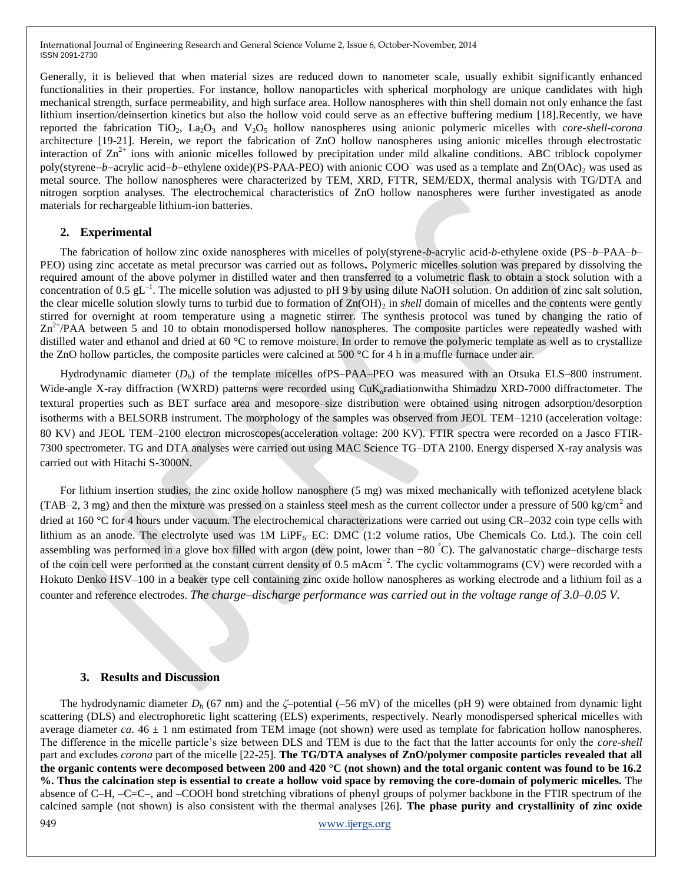Generally, it is believed that when material sizes are reduced down to nanometer scale, usually exhibit significantly enhanced functionalities in their properties. For instance, hollow nanoparticles with spherical morphology are unique candidates with high mechanical strength, surface permeability, and high surface area. Hollow nanospheres with thin shell domain not only enhance the fast lithium insertion/deinsertion kinetics but also the hollow void could serve as an effective buffering medium [18].Recently, we have reported the fabrication $TiO_2$, $La_2O_3$ and $V_2O_5$ hollow nanospheres using anionic polymeric micelles with *core-shell-corona* architecture [19-21]. Herein, we report the fabrication of ZnO hollow nanospheres using anionic micelles through electrostatic interaction of $Zn^{2+}$ ions with anionic micelles followed by precipitation under mild alkaline conditions. ABC triblock copolymer poly(styrene–*b*–acrylic acid–*b*–ethylene oxide)(PS-PAA-PEO) with anionic $COO^{-}$ was used as a template and $Zn(OAc)_2$ was used as metal source. The hollow nanospheres were characterized by TEM, XRD, FTTR, SEM/EDX, thermal analysis with TG/DTA and nitrogen sorption analyses. The electrochemical characteristics of ZnO hollow nanospheres were further investigated as anode materials for rechargeable lithium-ion batteries.

## 2. Experimental

The fabrication of hollow zinc oxide nanospheres with micelles of poly(styrene-*b*-acrylic acid-*b*-ethylene oxide (PS–*b*–PAA–*b*–PEO) using zinc accetate as metal precursor was carried out as follows**.** Polymeric micelles solution was prepared by dissolving the required amount of the above polymer in distilled water and then transferred to a volumetric flask to obtain a stock solution with a concentration of 0.5 $gL^{-1}$. The micelle solution was adjusted to pH 9 by using dilute NaOH solution. On addition of zinc salt solution, the clear micelle solution slowly turns to turbid due to formation of $Zn(OH)_2$ in *shell* domain of micelles and the contents were gently stirred for overnight at room temperature using a magnetic stirrer. The synthesis protocol was tuned by changing the ratio of $Zn^{2+}$/PAA between 5 and 10 to obtain monodispersed hollow nanospheres. The composite particles were repeatedly washed with distilled water and ethanol and dried at 60 °C to remove moisture. In order to remove the polymeric template as well as to crystallize the ZnO hollow particles, the composite particles were calcined at 500 °C for 4 h in a muffle furnace under air.

Hydrodynamic diameter ($D_h$) of the template micelles ofPS–PAA–PEO was measured with an Otsuka ELS–800 instrument. Wide-angle X-ray diffraction (WXRD) patterns were recorded using $CuK_{\alpha}$radiationwitha Shimadzu XRD-7000 diffractometer. The textural properties such as BET surface area and mesopore–size distribution were obtained using nitrogen adsorption/desorption isotherms with a BELSORB instrument. The morphology of the samples was observed from JEOL TEM–1210 (acceleration voltage: 80 KV) and JEOL TEM–2100 electron microscopes(acceleration voltage: 200 KV). FTIR spectra were recorded on a Jasco FTIR-7300 spectrometer. TG and DTA analyses were carried out using MAC Science TG–DTA 2100. Energy dispersed X-ray analysis was carried out with Hitachi S-3000N.

For lithium insertion studies, the zinc oxide hollow nanosphere (5 mg) was mixed mechanically with teflonized acetylene black (TAB–2, 3 mg) and then the mixture was pressed on a stainless steel mesh as the current collector under a pressure of 500 $kg/cm^2$ and dried at 160 °C for 4 hours under vacuum. The electrochemical characterizations were carried out using CR–2032 coin type cells with lithium as an anode. The electrolyte used was 1M $LiPF_6$–EC: DMC (1:2 volume ratios, Ube Chemicals Co. Ltd.). The coin cell assembling was performed in a glove box filled with argon (dew point, lower than −80 °C). The galvanostatic charge–discharge tests of the coin cell were performed at the constant current density of 0.5 $mAcm^{-2}$. The cyclic voltammograms (CV) were recorded with a Hokuto Denko HSV–100 in a beaker type cell containing zinc oxide hollow nanospheres as working electrode and a lithium foil as a counter and reference electrodes. *The charge–discharge performance was carried out in the voltage range of 3.0–0.05 V.*

## 3. Results and Discussion

The hydrodynamic diameter $D_h$ (67 nm) and the $\zeta$–potential (–56 mV) of the micelles (pH 9) were obtained from dynamic light scattering (DLS) and electrophoretic light scattering (ELS) experiments, respectively. Nearly monodispersed spherical micelles with average diameter *ca*. 46 ± 1 nm estimated from TEM image (not shown) were used as template for fabrication hollow nanospheres. The difference in the micelle particle's size between DLS and TEM is due to the fact that the latter accounts for only the *core-shell* part and excludes *corona* part of the micelle [22-25]. **The TG/DTA analyses of ZnO/polymer composite particles revealed that all the organic contents were decomposed between 200 and 420 °C (not shown) and the total organic content was found to be 16.2 %. Thus the calcination step is essential to create a hollow void space by removing the core-domain of polymeric micelles.** The absence of C–H, –C=C–, and –COOH bond stretching vibrations of phenyl groups of polymer backbone in the FTIR spectrum of the calcined sample (not shown) is also consistent with the thermal analyses [26]. **The phase purity and crystallinity of zinc oxide**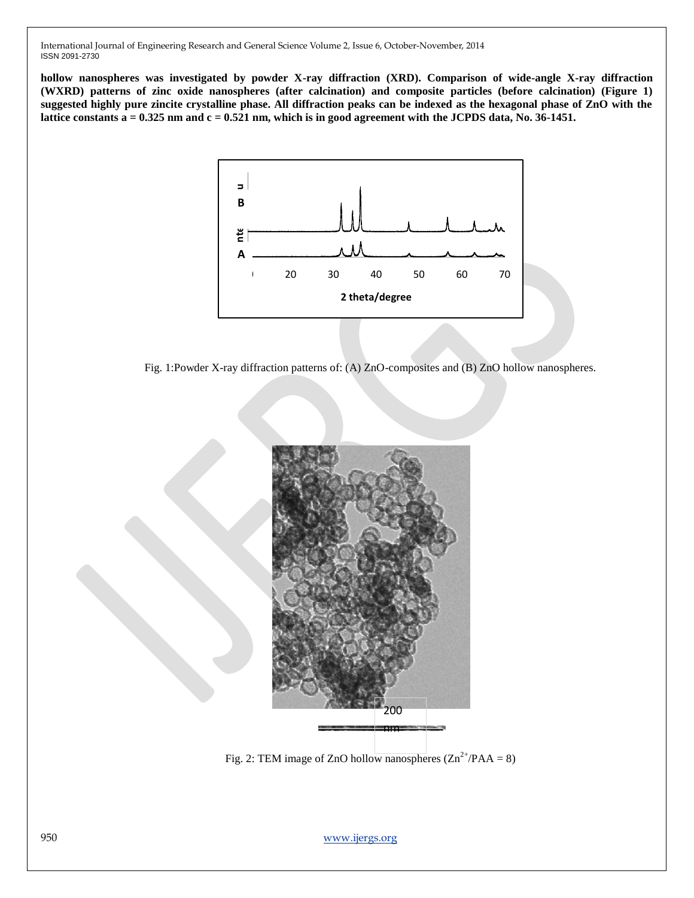**hollow nanospheres was investigated by powder X-ray diffraction (XRD). Comparison of wide-angle X-ray diffraction (WXRD) patterns of zinc oxide nanospheres (after calcination) and composite particles (before calcination) (Figure 1) suggested highly pure zincite crystalline phase. All diffraction peaks can be indexed as the hexagonal phase of ZnO with the lattice constants a = 0.325 nm and c = 0.521 nm, which is in good agreement with the JCPDS data, No. 36-1451.**

Fig. 1:Powder X-ray diffraction patterns of: (A) ZnO-composites and (B) ZnO hollow nanospheres.

Fig. 2: TEM image of ZnO hollow nanospheres ($Zn^{2+}$/PAA = 8)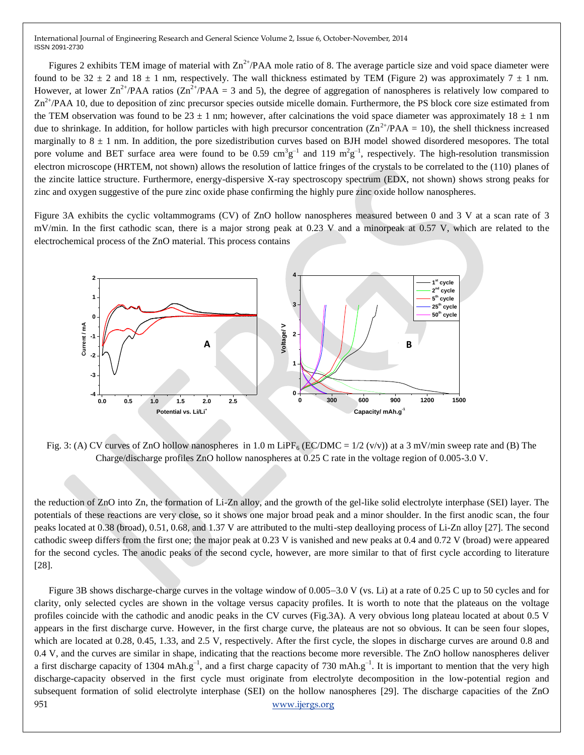Figures 2 exhibits TEM image of material with $Zn^{2+}$/PAA mole ratio of 8. The average particle size and void space diameter were found to be 32 ± 2 and 18 ± 1 nm, respectively. The wall thickness estimated by TEM (Figure 2) was approximately 7 ± 1 nm. However, at lower $Zn^{2+}$/PAA ratios ($Zn^{2+}$/PAA = 3 and 5), the degree of aggregation of nanospheres is relatively low compared to $Zn^{2+}$/PAA 10, due to deposition of zinc precursor species outside micelle domain. Furthermore, the PS block core size estimated from the TEM observation was found to be 23 ± 1 nm; however, after calcinations the void space diameter was approximately 18 ± 1 nm due to shrinkage. In addition, for hollow particles with high precursor concentration ($Zn^{2+}$/PAA = 10), the shell thickness increased marginally to 8 ± 1 nm. In addition, the pore sizedistribution curves based on BJH model showed disordered mesopores. The total pore volume and BET surface area were found to be 0.59 $cm^3g^{-1}$ and 119 $m^2g^{-1}$, respectively. The high-resolution transmission electron microscope (HRTEM, not shown) allows the resolution of lattice fringes of the crystals to be correlated to the (110) planes of the zincite lattice structure. Furthermore, energy-dispersive X-ray spectroscopy spectrum (EDX, not shown) shows strong peaks for zinc and oxygen suggestive of the pure zinc oxide phase confirming the highly pure zinc oxide hollow nanospheres.

Figure 3A exhibits the cyclic voltammograms (CV) of ZnO hollow nanospheres measured between 0 and 3 V at a scan rate of 3 mV/min. In the first cathodic scan, there is a major strong peak at 0.23 V and a minorpeak at 0.57 V, which are related to the electrochemical process of the ZnO material. This process contains

Fig. 3: (A) CV curves of ZnO hollow nanospheres in 1.0 m $LiPF_6$ (EC/DMC = 1/2 (v/v)) at a 3 mV/min sweep rate and (B) The Charge/discharge profiles ZnO hollow nanospheres at 0.25 C rate in the voltage region of 0.005-3.0 V.

the reduction of ZnO into Zn, the formation of Li-Zn alloy, and the growth of the gel-like solid electrolyte interphase (SEI) layer. The potentials of these reactions are very close, so it shows one major broad peak and a minor shoulder. In the first anodic scan, the four peaks located at 0.38 (broad), 0.51, 0.68, and 1.37 V are attributed to the multi-step dealloying process of Li-Zn alloy [27]. The second cathodic sweep differs from the first one; the major peak at 0.23 V is vanished and new peaks at 0.4 and 0.72 V (broad) were appeared for the second cycles. The anodic peaks of the second cycle, however, are more similar to that of first cycle according to literature [28].

Figure 3B shows discharge-charge curves in the voltage window of 0.005–3.0 V (vs. Li) at a rate of 0.25 C up to 50 cycles and for clarity, only selected cycles are shown in the voltage versus capacity profiles. It is worth to note that the plateaus on the voltage profiles coincide with the cathodic and anodic peaks in the CV curves (Fig.3A). A very obvious long plateau located at about 0.5 V appears in the first discharge curve. However, in the first charge curve, the plateaus are not so obvious. It can be seen four slopes, which are located at 0.28, 0.45, 1.33, and 2.5 V, respectively. After the first cycle, the slopes in discharge curves are around 0.8 and 0.4 V, and the curves are similar in shape, indicating that the reactions become more reversible. The ZnO hollow nanospheres deliver a first discharge capacity of 1304 $mAh.g^{-1}$, and a first charge capacity of 730 $mAh.g^{-1}$. It is important to mention that the very high discharge-capacity observed in the first cycle must originate from electrolyte decomposition in the low-potential region and subsequent formation of solid electrolyte interphase (SEI) on the hollow nanospheres [29]. The discharge capacities of the ZnO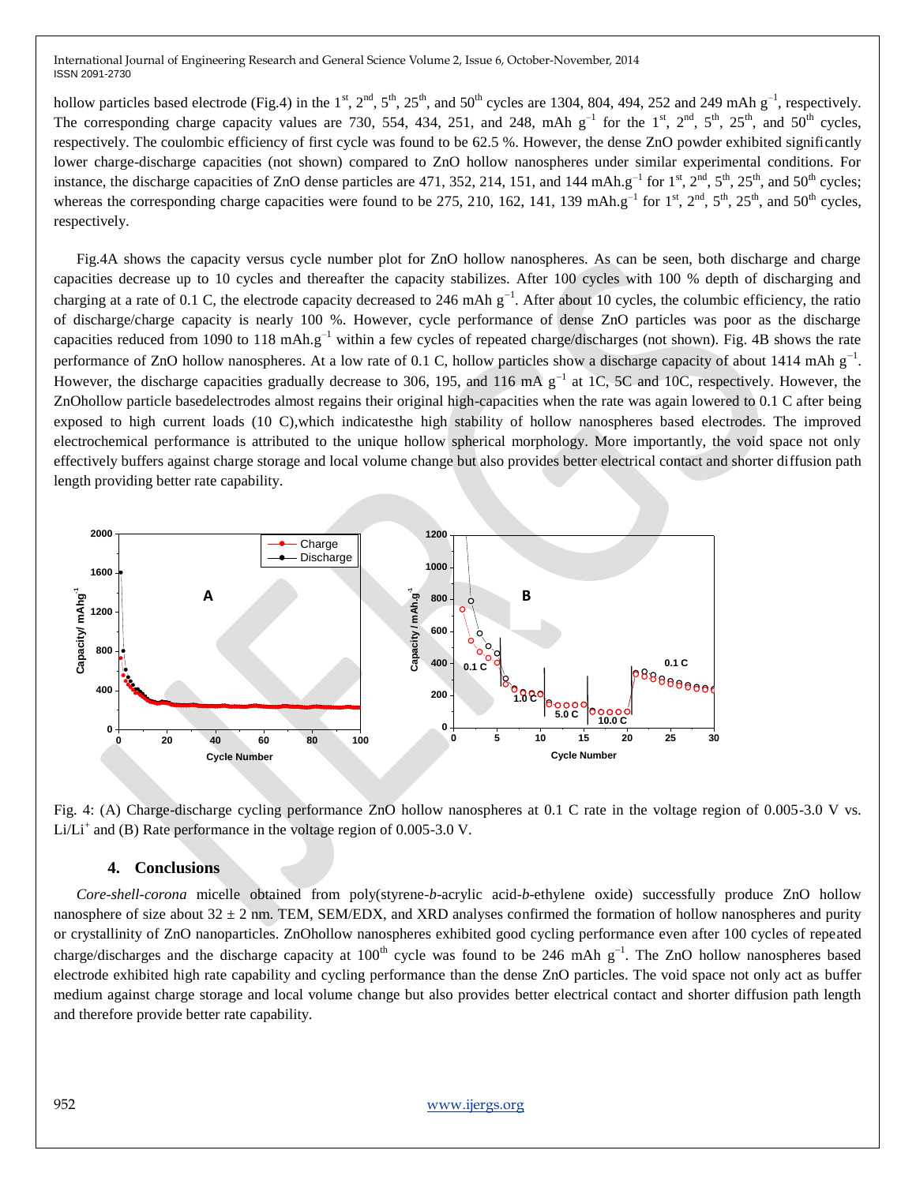hollow particles based electrode (Fig.4) in the 1st, 2nd, 5th, 25th, and 50th cycles are 1304, 804, 494, 252 and 249 mAh $g^{-1}$, respectively. The corresponding charge capacity values are 730, 554, 434, 251, and 248, mAh $g^{-1}$ for the 1st, 2nd, 5th, 25th, and 50th cycles, respectively. The coulombic efficiency of first cycle was found to be 62.5 %. However, the dense ZnO powder exhibited significantly lower charge-discharge capacities (not shown) compared to ZnO hollow nanospheres under similar experimental conditions. For instance, the discharge capacities of ZnO dense particles are 471, 352, 214, 151, and 144 mAh.$g^{-1}$ for 1st, 2nd, 5th, 25th, and 50th cycles; whereas the corresponding charge capacities were found to be 275, 210, 162, 141, 139 mAh.$g^{-1}$ for 1st, 2nd, 5th, 25th, and 50th cycles, respectively.

Fig.4A shows the capacity versus cycle number plot for ZnO hollow nanospheres. As can be seen, both discharge and charge capacities decrease up to 10 cycles and thereafter the capacity stabilizes. After 100 cycles with 100 % depth of discharging and charging at a rate of 0.1 C, the electrode capacity decreased to 246 mAh $g^{-1}$. After about 10 cycles, the columbic efficiency, the ratio of discharge/charge capacity is nearly 100 %. However, cycle performance of dense ZnO particles was poor as the discharge capacities reduced from 1090 to 118 mAh.$g^{-1}$ within a few cycles of repeated charge/discharges (not shown). Fig. 4B shows the rate performance of ZnO hollow nanospheres. At a low rate of 0.1 C, hollow particles show a discharge capacity of about 1414 mAh $g^{-1}$. However, the discharge capacities gradually decrease to 306, 195, and 116 mA $g^{-1}$ at 1C, 5C and 10C, respectively. However, the ZnOhollow particle basedelectrodes almost regains their original high-capacities when the rate was again lowered to 0.1 C after being exposed to high current loads (10 C),which indicatesthe high stability of hollow nanospheres based electrodes. The improved electrochemical performance is attributed to the unique hollow spherical morphology. More importantly, the void space not only effectively buffers against charge storage and local volume change but also provides better electrical contact and shorter diffusion path length providing better rate capability.

Fig. 4: (A) Charge-discharge cycling performance ZnO hollow nanospheres at 0.1 C rate in the voltage region of 0.005-3.0 V vs. $Li/Li^{+}$ and (B) Rate performance in the voltage region of 0.005-3.0 V.

## 4. Conclusions

*Core-shell-corona* micelle obtained from poly(styrene-*b*-acrylic acid-*b*-ethylene oxide) successfully produce ZnO hollow nanosphere of size about 32 ± 2 nm. TEM, SEM/EDX, and XRD analyses confirmed the formation of hollow nanospheres and purity or crystallinity of ZnO nanoparticles. ZnOhollow nanospheres exhibited good cycling performance even after 100 cycles of repeated charge/discharges and the discharge capacity at 100th cycle was found to be 246 mAh $g^{-1}$. The ZnO hollow nanospheres based electrode exhibited high rate capability and cycling performance than the dense ZnO particles. The void space not only act as buffer medium against charge storage and local volume change but also provides better electrical contact and shorter diffusion path length and therefore provide better rate capability.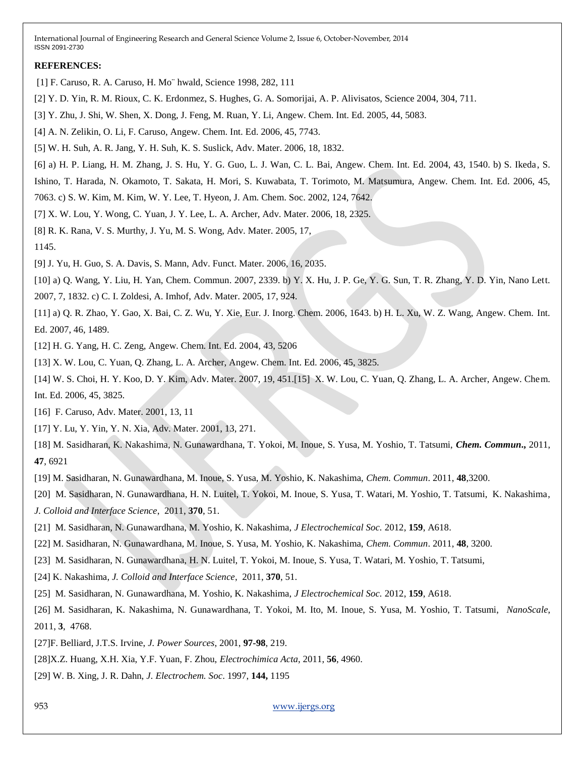**REFERENCES:**

[1] F. Caruso, R. A. Caruso, H. Mo¨ hwald, Science 1998, 282, 111

[2] Y. D. Yin, R. M. Rioux, C. K. Erdonmez, S. Hughes, G. A. Somorijai, A. P. Alivisatos, Science 2004, 304, 711.

[3] Y. Zhu, J. Shi, W. Shen, X. Dong, J. Feng, M. Ruan, Y. Li, Angew. Chem. Int. Ed. 2005, 44, 5083.

[4] A. N. Zelikin, O. Li, F. Caruso, Angew. Chem. Int. Ed. 2006, 45, 7743.

[5] W. H. Suh, A. R. Jang, Y. H. Suh, K. S. Suslick, Adv. Mater. 2006, 18, 1832.

[6] a) H. P. Liang, H. M. Zhang, J. S. Hu, Y. G. Guo, L. J. Wan, C. L. Bai, Angew. Chem. Int. Ed. 2004, 43, 1540. b) S. Ikeda, S. Ishino, T. Harada, N. Okamoto, T. Sakata, H. Mori, S. Kuwabata, T. Torimoto, M. Matsumura, Angew. Chem. Int. Ed. 2006, 45, 7063. c) S. W. Kim, M. Kim, W. Y. Lee, T. Hyeon, J. Am. Chem. Soc. 2002, 124, 7642.

[7] X. W. Lou, Y. Wong, C. Yuan, J. Y. Lee, L. A. Archer, Adv. Mater. 2006, 18, 2325.

[8] R. K. Rana, V. S. Murthy, J. Yu, M. S. Wong, Adv. Mater. 2005, 17,
1145.

[9] J. Yu, H. Guo, S. A. Davis, S. Mann, Adv. Funct. Mater. 2006, 16, 2035.

[10] a) Q. Wang, Y. Liu, H. Yan, Chem. Commun. 2007, 2339. b) Y. X. Hu, J. P. Ge, Y. G. Sun, T. R. Zhang, Y. D. Yin, Nano Lett. 2007, 7, 1832. c) C. I. Zoldesi, A. Imhof, Adv. Mater. 2005, 17, 924.

[11] a) Q. R. Zhao, Y. Gao, X. Bai, C. Z. Wu, Y. Xie, Eur. J. Inorg. Chem. 2006, 1643. b) H. L. Xu, W. Z. Wang, Angew. Chem. Int. Ed. 2007, 46, 1489.

[12] H. G. Yang, H. C. Zeng, Angew. Chem. Int. Ed. 2004, 43, 5206

[13] X. W. Lou, C. Yuan, Q. Zhang, L. A. Archer, Angew. Chem. Int. Ed. 2006, 45, 3825.

[14] W. S. Choi, H. Y. Koo, D. Y. Kim, Adv. Mater. 2007, 19, 451.[15] X. W. Lou, C. Yuan, Q. Zhang, L. A. Archer, Angew. Chem. Int. Ed. 2006, 45, 3825.

[16] F. Caruso, Adv. Mater. 2001, 13, 11

[17] Y. Lu, Y. Yin, Y. N. Xia, Adv. Mater. 2001, 13, 271.

[18] M. Sasidharan, K. Nakashima, N. Gunawardhana, T. Yokoi, M. Inoue, S. Yusa, M. Yoshio, T. Tatsumi, ***Chem. Commun*.,** 2011, **47**, 6921

[19] M. Sasidharan, N. Gunawardhana, M. Inoue, S. Yusa, M. Yoshio, K. Nakashima, *Chem. Commun*. 2011, **48**,3200.

[20] M. Sasidharan, N. Gunawardhana, H. N. Luitel, T. Yokoi, M. Inoue, S. Yusa, T. Watari, M. Yoshio, T. Tatsumi, K. Nakashima, *J. Colloid and Interface Science*, 2011, **370**, 51.

[21] M. Sasidharan, N. Gunawardhana, M. Yoshio, K. Nakashima, *J Electrochemical Soc.* 2012, **159**, A618.

[22] M. Sasidharan, N. Gunawardhana, M. Inoue, S. Yusa, M. Yoshio, K. Nakashima, *Chem. Commun*. 2011, **48**, 3200.

[23] M. Sasidharan, N. Gunawardhana, H. N. Luitel, T. Yokoi, M. Inoue, S. Yusa, T. Watari, M. Yoshio, T. Tatsumi,

[24] K. Nakashima, *J. Colloid and Interface Science*, 2011, **370**, 51.

[25] M. Sasidharan, N. Gunawardhana, M. Yoshio, K. Nakashima, *J Electrochemical Soc.* 2012, **159**, A618.

[26] M. Sasidharan, K. Nakashima, N. Gunawardhana, T. Yokoi, M. Ito, M. Inoue, S. Yusa, M. Yoshio, T. Tatsumi, *NanoScale*, 2011, **3**, 4768.

[27]F. Belliard, J.T.S. Irvine, *J. Power Sources*, 2001, **97-98**, 219.

[28]X.Z. Huang, X.H. Xia, Y.F. Yuan, F. Zhou, *Electrochimica Acta*, 2011, **56**, 4960.

[29] W. B. Xing, J. R. Dahn, *J. Electrochem. Soc*. 1997, **144,** 1195